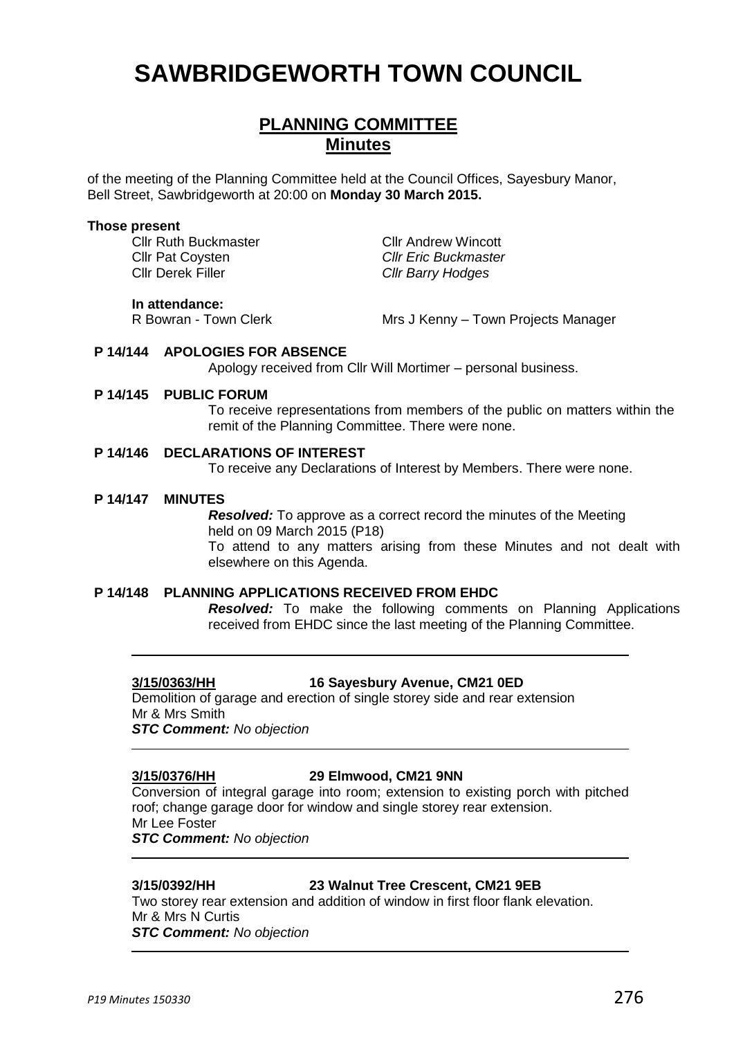# SAWBRIDGEWORTH TOWN COUNCIL

## PLANNING COMMITTEE
## Minutes

of the meeting of the Planning Committee held at the Council Offices, Sayesbury Manor, Bell Street, Sawbridgeworth at 20:00 on **Monday 30 March 2015.**

**Those present**

| | |
|---|---|
| Cllr Ruth Buckmaster | Cllr Andrew Wincott |
| Cllr Pat Coysten | *Cllr Eric Buckmaster* |
| Cllr Derek Filler | *Cllr Barry Hodges* |

**In attendance:**

R Bowran - Town Clerk — Mrs J Kenny – Town Projects Manager

**P 14/144 APOLOGIES FOR ABSENCE**

Apology received from Cllr Will Mortimer – personal business.

**P 14/145 PUBLIC FORUM**

To receive representations from members of the public on matters within the remit of the Planning Committee. There were none.

**P 14/146 DECLARATIONS OF INTEREST**

To receive any Declarations of Interest by Members. There were none.

**P 14/147 MINUTES**

***Resolved:*** To approve as a correct record the minutes of the Meeting held on 09 March 2015 (P18)

To attend to any matters arising from these Minutes and not dealt with elsewhere on this Agenda.

**P 14/148 PLANNING APPLICATIONS RECEIVED FROM EHDC**

***Resolved:*** To make the following comments on Planning Applications received from EHDC since the last meeting of the Planning Committee.

---

**3/15/0363/HH** **16 Sayesbury Avenue, CM21 0ED**

Demolition of garage and erection of single storey side and rear extension

Mr & Mrs Smith

***STC Comment:*** *No objection*

---

**3/15/0376/HH** **29 Elmwood, CM21 9NN**

Conversion of integral garage into room; extension to existing porch with pitched roof; change garage door for window and single storey rear extension.

Mr Lee Foster

***STC Comment:*** *No objection*

---

**3/15/0392/HH** **23 Walnut Tree Crescent, CM21 9EB**

Two storey rear extension and addition of window in first floor flank elevation.

Mr & Mrs N Curtis

***STC Comment:*** *No objection*

---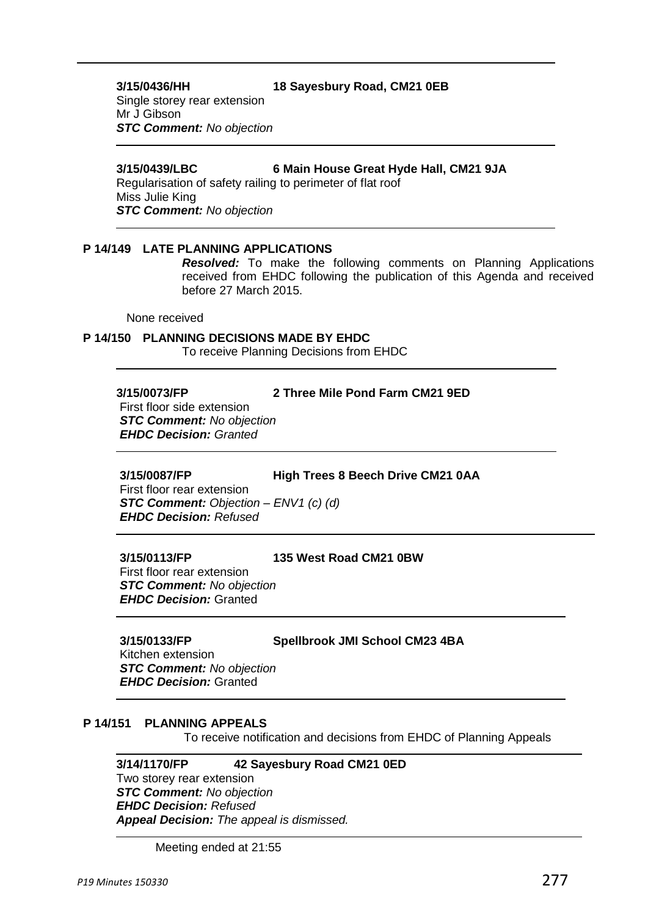---

**3/15/0436/HH** **18 Sayesbury Road, CM21 0EB**
Single storey rear extension
Mr J Gibson
***STC Comment:*** *No objection*

---

**3/15/0439/LBC** **6 Main House Great Hyde Hall, CM21 9JA**
Regularisation of safety railing to perimeter of flat roof
Miss Julie King
***STC Comment:*** *No objection*

---

**P 14/149 LATE PLANNING APPLICATIONS**

***Resolved:*** To make the following comments on Planning Applications received from EHDC following the publication of this Agenda and received before 27 March 2015.

None received

**P 14/150 PLANNING DECISIONS MADE BY EHDC**

To receive Planning Decisions from EHDC

---

**3/15/0073/FP** **2 Three Mile Pond Farm CM21 9ED**
First floor side extension
***STC Comment:*** *No objection*
***EHDC Decision:*** *Granted*

---

**3/15/0087/FP** **High Trees 8 Beech Drive CM21 0AA**
First floor rear extension
***STC Comment:*** *Objection – ENV1 (c) (d)*
***EHDC Decision:*** *Refused*

---

**3/15/0113/FP** **135 West Road CM21 0BW**
First floor rear extension
***STC Comment:*** *No objection*
***EHDC Decision:*** Granted

---

**3/15/0133/FP** **Spellbrook JMI School CM23 4BA**
Kitchen extension
***STC Comment:*** *No objection*
***EHDC Decision:*** Granted

---

**P 14/151 PLANNING APPEALS**

To receive notification and decisions from EHDC of Planning Appeals

---

**3/14/1170/FP** **42 Sayesbury Road CM21 0ED**
Two storey rear extension
***STC Comment:*** *No objection*
***EHDC Decision:*** *Refused*
***Appeal Decision:*** *The appeal is dismissed.*

---

Meeting ended at 21:55